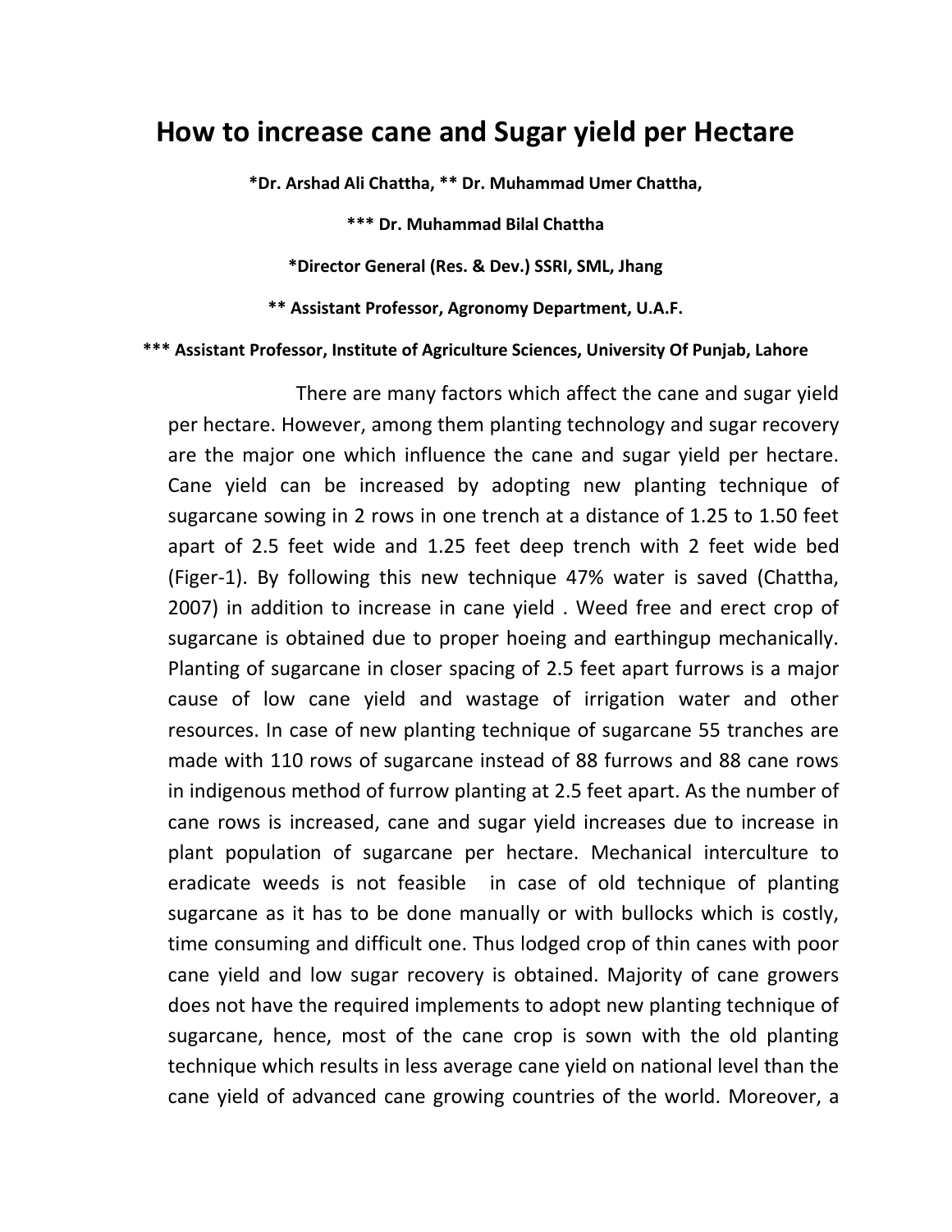# How to increase cane and Sugar yield per Hectare

**\*Dr. Arshad Ali Chattha, \*\* Dr. Muhammad Umer Chattha,**

**\*\*\* Dr. Muhammad Bilal Chattha**

**\*Director General (Res. & Dev.) SSRI, SML, Jhang**

**\*\* Assistant Professor, Agronomy Department, U.A.F.**

**\*\*\* Assistant Professor, Institute of Agriculture Sciences, University Of Punjab, Lahore**

There are many factors which affect the cane and sugar yield per hectare. However, among them planting technology and sugar recovery are the major one which influence the cane and sugar yield per hectare. Cane yield can be increased by adopting new planting technique of sugarcane sowing in 2 rows in one trench at a distance of 1.25 to 1.50 feet apart of 2.5 feet wide and 1.25 feet deep trench with 2 feet wide bed (Figer-1). By following this new technique 47% water is saved (Chattha, 2007) in addition to increase in cane yield . Weed free and erect crop of sugarcane is obtained due to proper hoeing and earthingup mechanically. Planting of sugarcane in closer spacing of 2.5 feet apart furrows is a major cause of low cane yield and wastage of irrigation water and other resources. In case of new planting technique of sugarcane 55 tranches are made with 110 rows of sugarcane instead of 88 furrows and 88 cane rows in indigenous method of furrow planting at 2.5 feet apart. As the number of cane rows is increased, cane and sugar yield increases due to increase in plant population of sugarcane per hectare. Mechanical interculture to eradicate weeds is not feasible in case of old technique of planting sugarcane as it has to be done manually or with bullocks which is costly, time consuming and difficult one. Thus lodged crop of thin canes with poor cane yield and low sugar recovery is obtained. Majority of cane growers does not have the required implements to adopt new planting technique of sugarcane, hence, most of the cane crop is sown with the old planting technique which results in less average cane yield on national level than the cane yield of advanced cane growing countries of the world. Moreover, a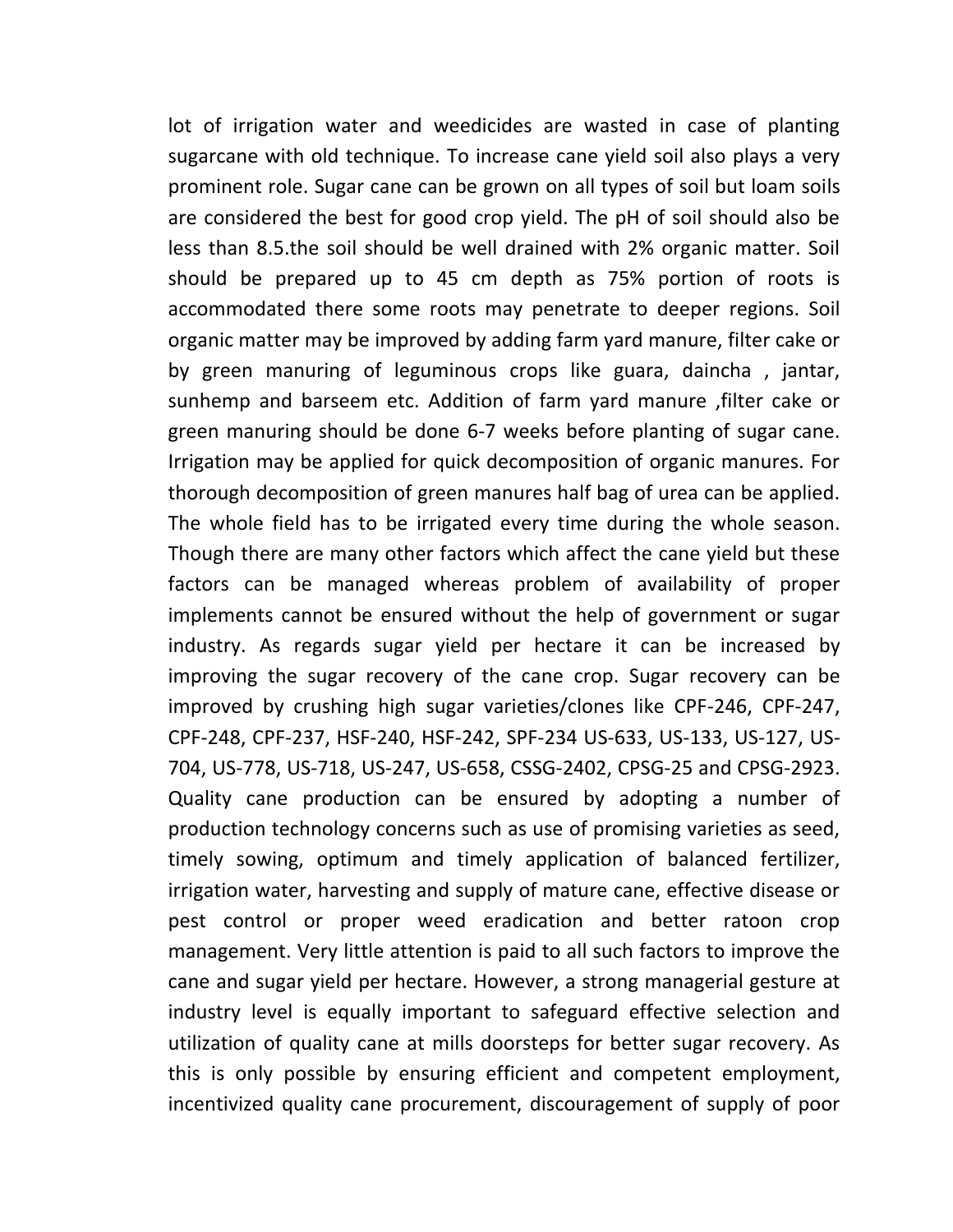lot of irrigation water and weedicides are wasted in case of planting sugarcane with old technique. To increase cane yield soil also plays a very prominent role. Sugar cane can be grown on all types of soil but loam soils are considered the best for good crop yield. The pH of soil should also be less than 8.5.the soil should be well drained with 2% organic matter. Soil should be prepared up to 45 cm depth as 75% portion of roots is accommodated there some roots may penetrate to deeper regions. Soil organic matter may be improved by adding farm yard manure, filter cake or by green manuring of leguminous crops like guara, daincha , jantar, sunhemp and barseem etc. Addition of farm yard manure ,filter cake or green manuring should be done 6-7 weeks before planting of sugar cane. Irrigation may be applied for quick decomposition of organic manures. For thorough decomposition of green manures half bag of urea can be applied. The whole field has to be irrigated every time during the whole season. Though there are many other factors which affect the cane yield but these factors can be managed whereas problem of availability of proper implements cannot be ensured without the help of government or sugar industry. As regards sugar yield per hectare it can be increased by improving the sugar recovery of the cane crop. Sugar recovery can be improved by crushing high sugar varieties/clones like CPF-246, CPF-247, CPF-248, CPF-237, HSF-240, HSF-242, SPF-234 US-633, US-133, US-127, US-704, US-778, US-718, US-247, US-658, CSSG-2402, CPSG-25 and CPSG-2923. Quality cane production can be ensured by adopting a number of production technology concerns such as use of promising varieties as seed, timely sowing, optimum and timely application of balanced fertilizer, irrigation water, harvesting and supply of mature cane, effective disease or pest control or proper weed eradication and better ratoon crop management. Very little attention is paid to all such factors to improve the cane and sugar yield per hectare. However, a strong managerial gesture at industry level is equally important to safeguard effective selection and utilization of quality cane at mills doorsteps for better sugar recovery. As this is only possible by ensuring efficient and competent employment, incentivized quality cane procurement, discouragement of supply of poor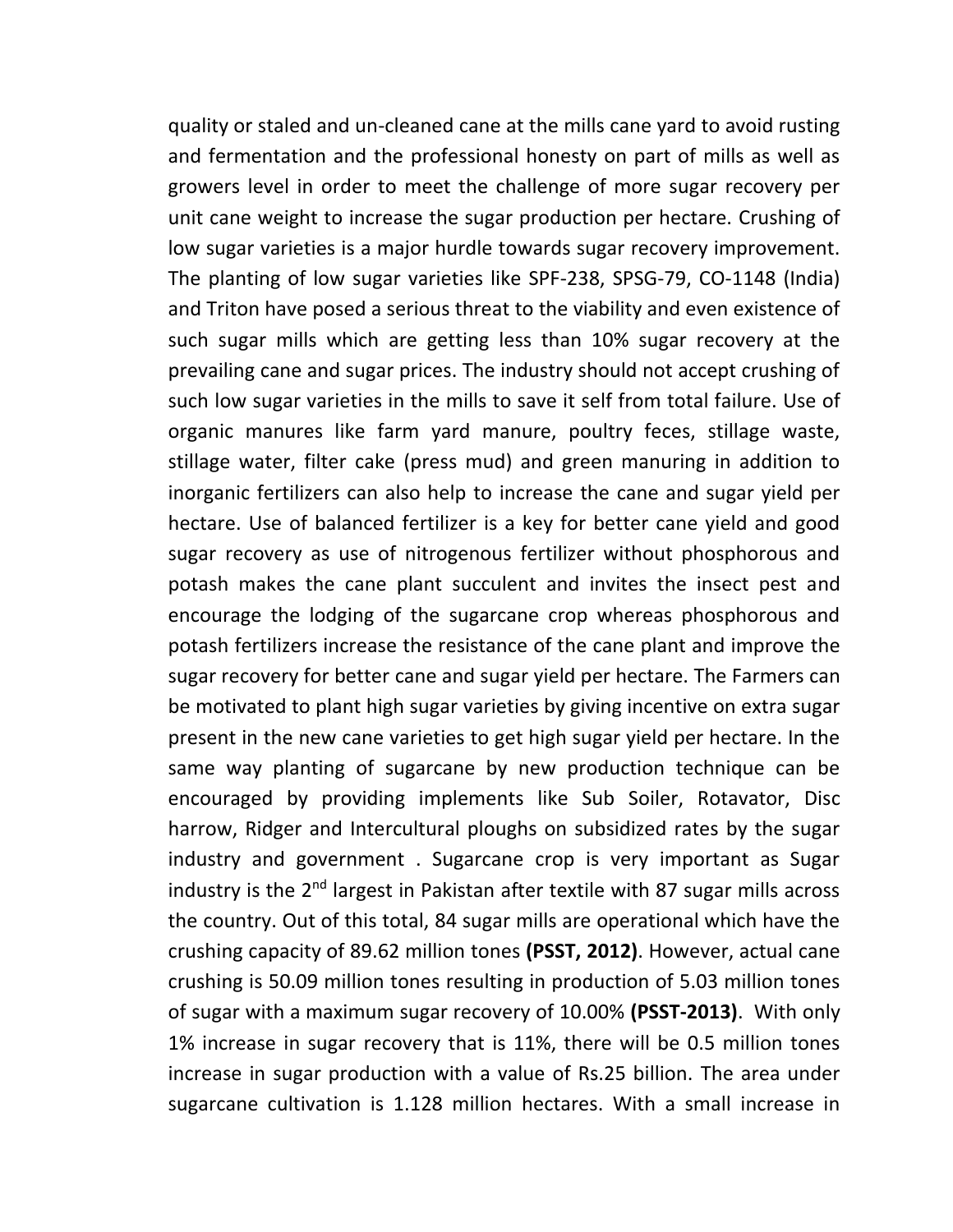quality or staled and un-cleaned cane at the mills cane yard to avoid rusting and fermentation and the professional honesty on part of mills as well as growers level in order to meet the challenge of more sugar recovery per unit cane weight to increase the sugar production per hectare. Crushing of low sugar varieties is a major hurdle towards sugar recovery improvement. The planting of low sugar varieties like SPF-238, SPSG-79, CO-1148 (India) and Triton have posed a serious threat to the viability and even existence of such sugar mills which are getting less than 10% sugar recovery at the prevailing cane and sugar prices. The industry should not accept crushing of such low sugar varieties in the mills to save it self from total failure. Use of organic manures like farm yard manure, poultry feces, stillage waste, stillage water, filter cake (press mud) and green manuring in addition to inorganic fertilizers can also help to increase the cane and sugar yield per hectare. Use of balanced fertilizer is a key for better cane yield and good sugar recovery as use of nitrogenous fertilizer without phosphorous and potash makes the cane plant succulent and invites the insect pest and encourage the lodging of the sugarcane crop whereas phosphorous and potash fertilizers increase the resistance of the cane plant and improve the sugar recovery for better cane and sugar yield per hectare. The Farmers can be motivated to plant high sugar varieties by giving incentive on extra sugar present in the new cane varieties to get high sugar yield per hectare. In the same way planting of sugarcane by new production technique can be encouraged by providing implements like Sub Soiler, Rotavator, Disc harrow, Ridger and Intercultural ploughs on subsidized rates by the sugar industry and government . Sugarcane crop is very important as Sugar industry is the 2nd largest in Pakistan after textile with 87 sugar mills across the country. Out of this total, 84 sugar mills are operational which have the crushing capacity of 89.62 million tones **(PSST, 2012)**. However, actual cane crushing is 50.09 million tones resulting in production of 5.03 million tones of sugar with a maximum sugar recovery of 10.00% **(PSST-2013)**. With only 1% increase in sugar recovery that is 11%, there will be 0.5 million tones increase in sugar production with a value of Rs.25 billion. The area under sugarcane cultivation is 1.128 million hectares. With a small increase in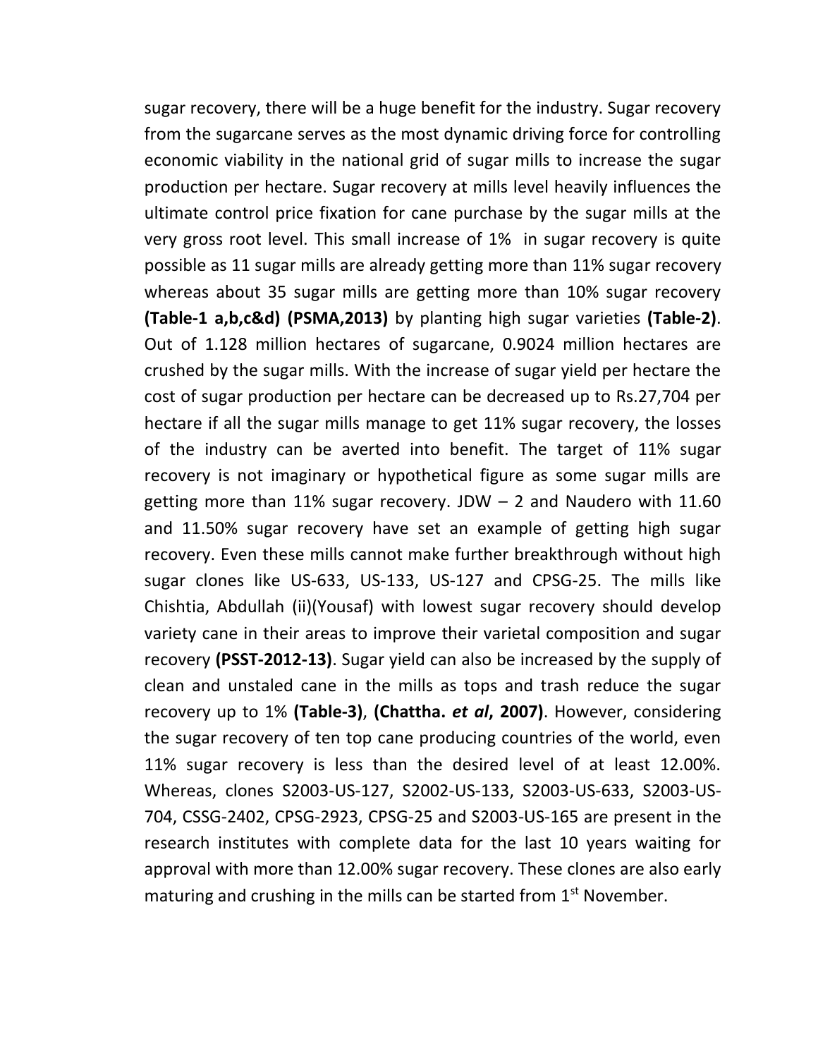sugar recovery, there will be a huge benefit for the industry. Sugar recovery from the sugarcane serves as the most dynamic driving force for controlling economic viability in the national grid of sugar mills to increase the sugar production per hectare. Sugar recovery at mills level heavily influences the ultimate control price fixation for cane purchase by the sugar mills at the very gross root level. This small increase of 1% in sugar recovery is quite possible as 11 sugar mills are already getting more than 11% sugar recovery whereas about 35 sugar mills are getting more than 10% sugar recovery **(Table-1 a,b,c&d) (PSMA,2013)** by planting high sugar varieties **(Table-2)**. Out of 1.128 million hectares of sugarcane, 0.9024 million hectares are crushed by the sugar mills. With the increase of sugar yield per hectare the cost of sugar production per hectare can be decreased up to Rs.27,704 per hectare if all the sugar mills manage to get 11% sugar recovery, the losses of the industry can be averted into benefit. The target of 11% sugar recovery is not imaginary or hypothetical figure as some sugar mills are getting more than 11% sugar recovery. JDW – 2 and Naudero with 11.60 and 11.50% sugar recovery have set an example of getting high sugar recovery. Even these mills cannot make further breakthrough without high sugar clones like US-633, US-133, US-127 and CPSG-25. The mills like Chishtia, Abdullah (ii)(Yousaf) with lowest sugar recovery should develop variety cane in their areas to improve their varietal composition and sugar recovery **(PSST-2012-13)**. Sugar yield can also be increased by the supply of clean and unstaled cane in the mills as tops and trash reduce the sugar recovery up to 1% **(Table-3)**, **(Chattha. *et al*, 2007)**. However, considering the sugar recovery of ten top cane producing countries of the world, even 11% sugar recovery is less than the desired level of at least 12.00%. Whereas, clones S2003-US-127, S2002-US-133, S2003-US-633, S2003-US-704, CSSG-2402, CPSG-2923, CPSG-25 and S2003-US-165 are present in the research institutes with complete data for the last 10 years waiting for approval with more than 12.00% sugar recovery. These clones are also early maturing and crushing in the mills can be started from 1st November.